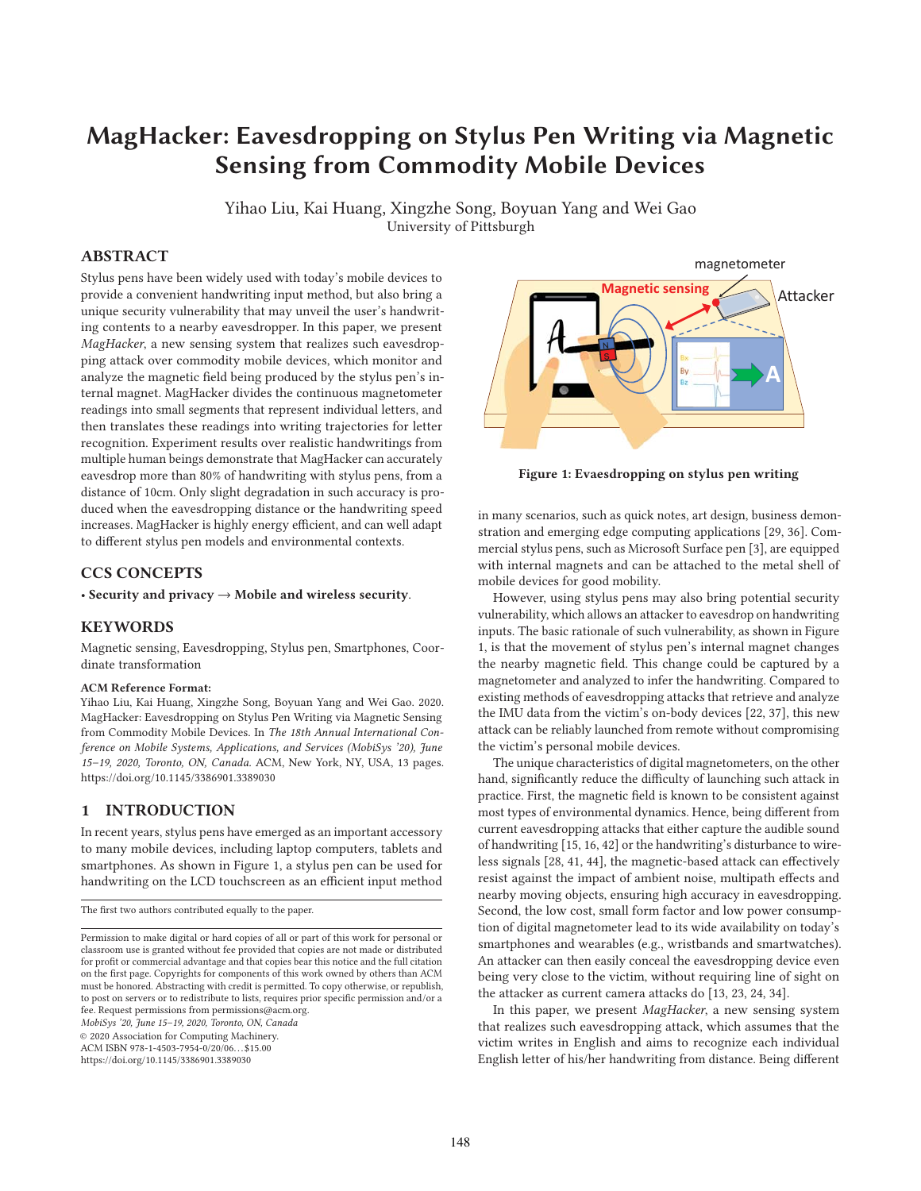# MagHacker: Eavesdropping on Stylus Pen Writing via Magnetic Sensing from Commodity Mobile Devices

Yihao Liu, Kai Huang, Xingzhe Song, Boyuan Yang and Wei Gao
University of Pittsburgh

## ABSTRACT

Stylus pens have been widely used with today's mobile devices to provide a convenient handwriting input method, but also bring a unique security vulnerability that may unveil the user's handwriting contents to a nearby eavesdropper. In this paper, we present *MagHacker*, a new sensing system that realizes such eavesdropping attack over commodity mobile devices, which monitor and analyze the magnetic field being produced by the stylus pen's internal magnet. MagHacker divides the continuous magnetometer readings into small segments that represent individual letters, and then translates these readings into writing trajectories for letter recognition. Experiment results over realistic handwritings from multiple human beings demonstrate that MagHacker can accurately eavesdrop more than 80% of handwriting with stylus pens, from a distance of 10cm. Only slight degradation in such accuracy is produced when the eavesdropping distance or the handwriting speed increases. MagHacker is highly energy efficient, and can well adapt to different stylus pen models and environmental contexts.

## CCS CONCEPTS

• **Security and privacy → Mobile and wireless security**.

## KEYWORDS

Magnetic sensing, Eavesdropping, Stylus pen, Smartphones, Coordinate transformation

**ACM Reference Format:**
Yihao Liu, Kai Huang, Xingzhe Song, Boyuan Yang and Wei Gao. 2020. MagHacker: Eavesdropping on Stylus Pen Writing via Magnetic Sensing from Commodity Mobile Devices. In *The 18th Annual International Conference on Mobile Systems, Applications, and Services (MobiSys '20), June 15–19, 2020, Toronto, ON, Canada.* ACM, New York, NY, USA, 13 pages. https://doi.org/10.1145/3386901.3389030

## 1 INTRODUCTION

In recent years, stylus pens have emerged as an important accessory to many mobile devices, including laptop computers, tablets and smartphones. As shown in Figure 1, a stylus pen can be used for handwriting on the LCD touchscreen as an efficient input method in many scenarios, such as quick notes, art design, business demonstration and emerging edge computing applications [29, 36]. Commercial stylus pens, such as Microsoft Surface pen [3], are equipped with internal magnets and can be attached to the metal shell of mobile devices for good mobility.

Figure 1: Evaesdropping on stylus pen writing

However, using stylus pens may also bring potential security vulnerability, which allows an attacker to eavesdrop on handwriting inputs. The basic rationale of such vulnerability, as shown in Figure 1, is that the movement of stylus pen's internal magnet changes the nearby magnetic field. This change could be captured by a magnetometer and analyzed to infer the handwriting. Compared to existing methods of eavesdropping attacks that retrieve and analyze the IMU data from the victim's on-body devices [22, 37], this new attack can be reliably launched from remote without compromising the victim's personal mobile devices.

The unique characteristics of digital magnetometers, on the other hand, significantly reduce the difficulty of launching such attack in practice. First, the magnetic field is known to be consistent against most types of environmental dynamics. Hence, being different from current eavesdropping attacks that either capture the sound of handwriting [15, 16, 42] or the handwriting's disturbance to wireless signals [28, 41, 44], the magnetic-based attack can effectively resist against the impact of ambient noise, multipath effects and nearby moving objects, ensuring high accuracy in eavesdropping. Second, the low cost, small form factor and low power consumption of digital magnetometer lead to its wide availability on today's smartphones and wearables (e.g., wristbands and smartwatches). An attacker can then easily conceal the eavesdropping device even being very close to the victim, without requiring line of sight on the attacker as current camera attacks do [13, 23, 24, 34].

In this paper, we present *MagHacker*, a new sensing system that realizes such eavesdropping attack, which assumes that the victim writes in English and aims to recognize each individual English letter of his/her handwriting from distance. Being different

---

The first two authors contributed equally to the paper.

Permission to make digital or hard copies of all or part of this work for personal or classroom use is granted without fee provided that copies are not made or distributed for profit or commercial advantage and that copies bear this notice and the full citation on the first page. Copyrights for components of this work owned by others than ACM must be honored. Abstracting with credit is permitted. To copy otherwise, or republish, to post on servers or to redistribute to lists, requires prior specific permission and/or a fee. Request permissions from permissions@acm.org.
*MobiSys '20, June 15–19, 2020, Toronto, ON, Canada*
© 2020 Association for Computing Machinery.
ACM ISBN 978-1-4503-7954-0/20/06...$15.00
https://doi.org/10.1145/3386901.3389030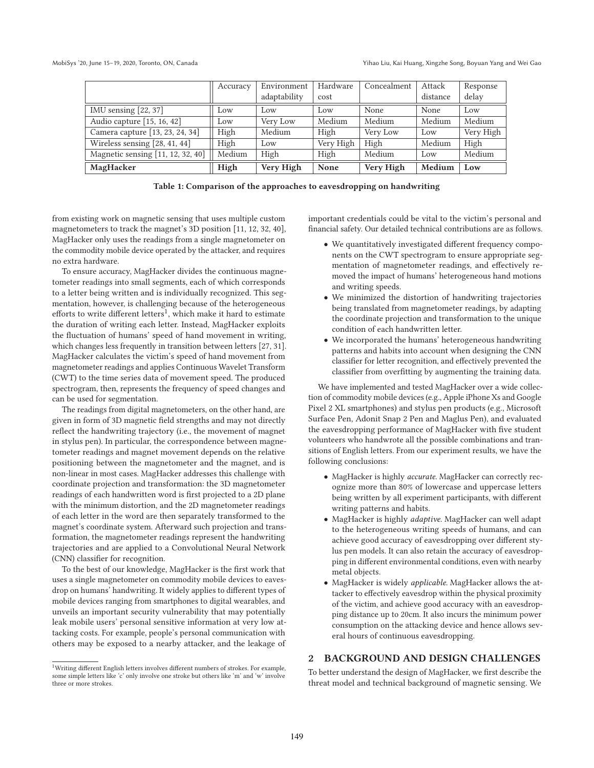| | Accuracy | Environment adaptability | Hardware cost | Concealment | Attack distance | Response delay |
|---|---|---|---|---|---|---|
| IMU sensing [22, 37] | Low | Low | Low | None | None | Low |
| Audio capture [15, 16, 42] | Low | Very Low | Medium | Medium | Medium | Medium |
| Camera capture [13, 23, 24, 34] | High | Medium | High | Very Low | Low | Very High |
| Wireless sensing [28, 41, 44] | High | Low | Very High | High | Medium | High |
| Magnetic sensing [11, 12, 32, 40] | Medium | High | High | Medium | Low | Medium |
| **MagHacker** | **High** | **Very High** | **None** | **Very High** | **Medium** | **Low** |

**Table 1: Comparison of the approaches to eavesdropping on handwriting**

from existing work on magnetic sensing that uses multiple custom magnetometers to track the magnet's 3D position [11, 12, 32, 40], MagHacker only uses the readings from a single magnetometer on the commodity mobile device operated by the attacker, and requires no extra hardware.

To ensure accuracy, MagHacker divides the continuous magnetometer readings into small segments, each of which corresponds to a letter being written and is individually recognized. This segmentation, however, is challenging because of the heterogeneous efforts to write different letters[1], which make it hard to estimate the duration of writing each letter. Instead, MagHacker exploits the fluctuation of humans' speed of hand movement in writing, which changes less frequently in transition between letters [27, 31]. MagHacker calculates the victim's speed of hand movement from magnetometer readings and applies Continuous Wavelet Transform (CWT) to the time series data of movement speed. The produced spectrogram, then, represents the frequency of speed changes and can be used for segmentation.

The readings from digital magnetometers, on the other hand, are given in form of 3D magnetic field strengths and may not directly reflect the handwriting trajectory (i.e., the movement of magnet in stylus pen). In particular, the correspondence between magnetometer readings and magnet movement depends on the relative positioning between the magnetometer and the magnet, and is non-linear in most cases. MagHacker addresses this challenge with coordinate projection and transformation: the 3D magnetometer readings of each handwritten word is first projected to a 2D plane with the minimum distortion, and the 2D magnetometer readings of each letter in the word are then separately transformed to the magnet's coordinate system. Afterward such projection and transformation, the magnetometer readings represent the handwriting trajectories and are applied to a Convolutional Neural Network (CNN) classifier for recognition.

To the best of our knowledge, MagHacker is the first work that uses a single magnetometer on commodity mobile devices to eavesdrop on humans' handwriting. It widely applies to different types of mobile devices ranging from smartphones to digital wearables, and unveils an important security vulnerability that may potentially leak mobile users' personal sensitive information at very low attacking costs. For example, people's personal communication with others may be exposed to a nearby attacker, and the leakage of important credentials could be vital to the victim's personal and financial safety. Our detailed technical contributions are as follows.

- We quantitatively investigated different frequency components on the CWT spectrogram to ensure appropriate segmentation of magnetometer readings, and effectively removed the impact of humans' heterogeneous hand motions and writing speeds.
- We minimized the distortion of handwriting trajectories being translated from magnetometer readings, by adapting the coordinate projection and transformation to the unique condition of each handwritten letter.
- We incorporated the humans' heterogeneous handwriting patterns and habits into account when designing the CNN classifier for letter recognition, and effectively prevented the classifier from overfitting by augmenting the training data.

We have implemented and tested MagHacker over a wide collection of commodity mobile devices (e.g., Apple iPhone Xs and Google Pixel 2 XL smartphones) and stylus pen products (e.g., Microsoft Surface Pen, Adonit Snap 2 Pen and Maglus Pen), and evaluated the eavesdropping performance of MagHacker with five student volunteers who handwrote all the possible combinations and transitions of English letters. From our experiment results, we have the following conclusions:

- MagHacker is highly *accurate*. MagHacker can correctly recognize more than 80% of lowercase and uppercase letters being written by all experiment participants, with different writing patterns and habits.
- MagHacker is highly *adaptive*. MagHacker can well adapt to the heterogeneous writing speeds of humans, and can achieve good accuracy of eavesdropping over different stylus pen models. It can also retain the accuracy of eavesdropping in different environmental conditions, even with nearby metal objects.
- MagHacker is widely *applicable*. MagHacker allows the attacker to effectively eavesdrop within the physical proximity of the victim, and achieve good accuracy with an eavesdropping distance up to 20cm. It also incurs the minimum power consumption on the attacking device and hence allows several hours of continuous eavesdropping.

## 2 BACKGROUND AND DESIGN CHALLENGES

To better understand the design of MagHacker, we first describe the threat model and technical background of magnetic sensing. We

[1] Writing different English letters involves different numbers of strokes. For example, some simple letters like 'c' only involve one stroke but others like 'm' and 'w' involve three or more strokes.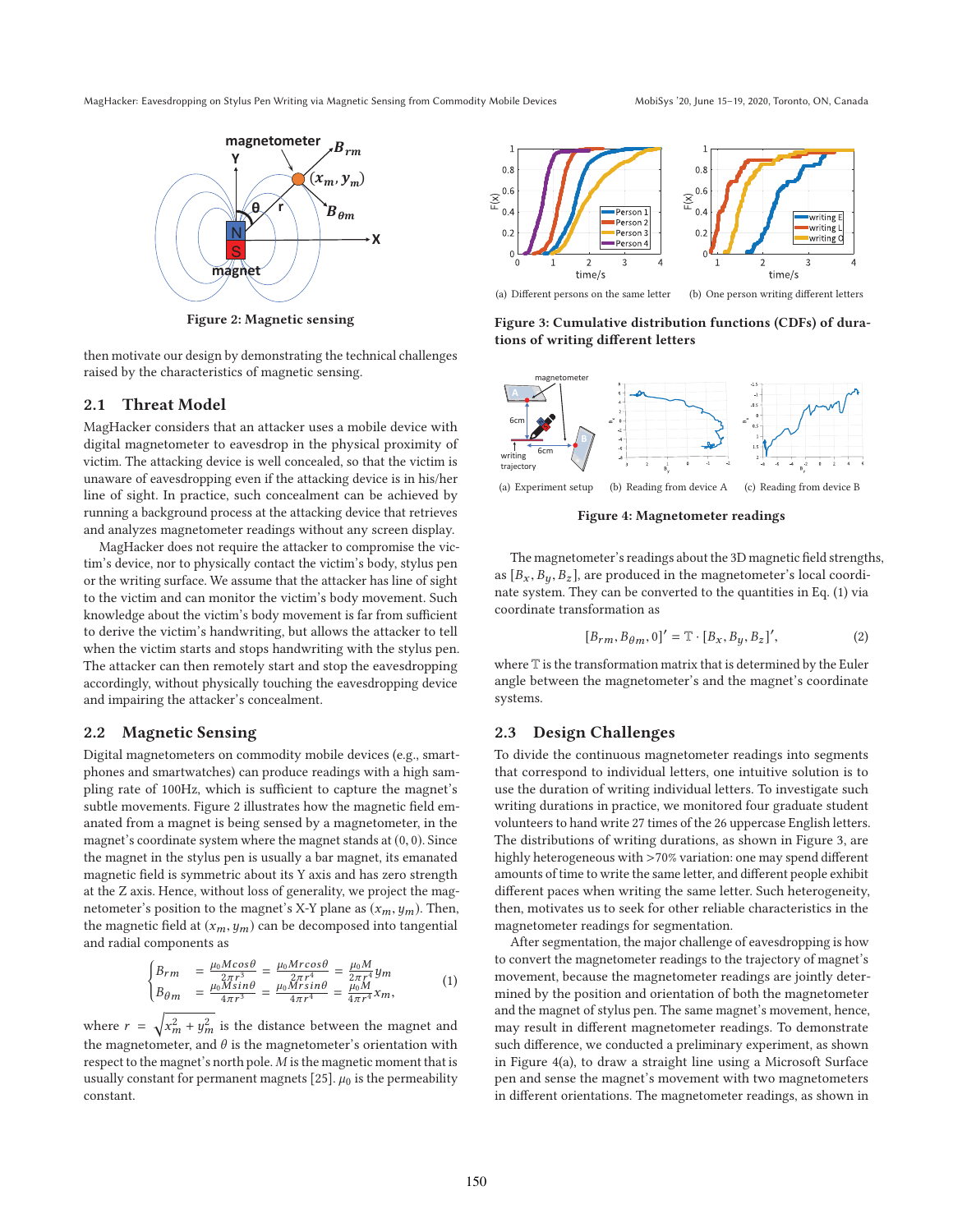Figure 2: Magnetic sensing

then motivate our design by demonstrating the technical challenges raised by the characteristics of magnetic sensing.

## 2.1 Threat Model

MagHacker considers that an attacker uses a mobile device with digital magnetometer to eavesdrop in the physical proximity of victim. The attacking device is well concealed, so that the victim is unaware of eavesdropping even if the attacking device is in his/her line of sight. In practice, such concealment can be achieved by running a background process at the attacking device that retrieves and analyzes magnetometer readings without any screen display.

MagHacker does not require the attacker to compromise the victim's device, nor to physically contact the victim's body, stylus pen or the writing surface. We assume that the attacker has line of sight to the victim and can monitor the victim's body movement. Such knowledge about the victim's body movement is far from sufficient to derive the victim's handwriting, but allows the attacker to tell when the victim starts and stops handwriting with the stylus pen. The attacker can then remotely start and stop the eavesdropping accordingly, without physically touching the eavesdropping device and impairing the attacker's concealment.

## 2.2 Magnetic Sensing

Digital magnetometers on commodity mobile devices (e.g., smartphones and smartwatches) can produce readings with a high sampling rate of 100Hz, which is sufficient to capture the magnet's subtle movements. Figure 2 illustrates how the magnetic field emanated from a magnet is being sensed by a magnetometer, in the magnet's coordinate system where the magnet stands at (0, 0). Since the magnet in the stylus pen is usually a bar magnet, its emanated magnetic field is symmetric about its Y axis and has zero strength at the Z axis. Hence, without loss of generality, we project the magnetometer's position to the magnet's X-Y plane as $(x_m, y_m)$. Then, the magnetic field at $(x_m, y_m)$ can be decomposed into tangential and radial components as

$$\begin{cases} B_{rm} &= \frac{\mu_0 M cos\theta}{2\pi r^3} = \frac{\mu_0 M r cos\theta}{2\pi r^4} = \frac{\mu_0 M}{2\pi r^4} y_m \\ B_{\theta m} &= \frac{\mu_0 M sin\theta}{4\pi r^3} = \frac{\mu_0 M r sin\theta}{4\pi r^4} = \frac{\mu_0 M}{4\pi r^4} x_m, \end{cases} \tag{1}$$

where $r = \sqrt{x_m^2 + y_m^2}$ is the distance between the magnet and the magnetometer, and $\theta$ is the magnetometer's orientation with respect to the magnet's north pole. $M$ is the magnetic moment that is usually constant for permanent magnets [25]. $\mu_0$ is the permeability constant.

(a) Different persons on the same letter (b) One person writing different letters

Figure 3: Cumulative distribution functions (CDFs) of durations of writing different letters

(a) Experiment setup (b) Reading from device A (c) Reading from device B

Figure 4: Magnetometer readings

The magnetometer's readings about the 3D magnetic field strengths, as $[B_x, B_y, B_z]$, are produced in the magnetometer's local coordinate system. They can be converted to the quantities in Eq. (1) via coordinate transformation as

$$[B_{rm}, B_{\theta m}, 0]' = \mathbb{T} \cdot [B_x, B_y, B_z]', \tag{2}$$

where $\mathbb{T}$ is the transformation matrix that is determined by the Euler angle between the magnetometer's and the magnet's coordinate systems.

## 2.3 Design Challenges

To divide the continuous magnetometer readings into segments that correspond to individual letters, one intuitive solution is to use the duration of writing individual letters. To investigate such writing durations in practice, we monitored four graduate student volunteers to hand write 27 times of the 26 uppercase English letters. The distributions of writing durations, as shown in Figure 3, are highly heterogeneous with >70% variation: one may spend different amounts of time to write the same letter, and different people exhibit different paces when writing the same letter. Such heterogeneity, then, motivates us to seek for other reliable characteristics in the magnetometer readings for segmentation.

After segmentation, the major challenge of eavesdropping is how to convert the magnetometer readings to the trajectory of magnet's movement, because the magnetometer readings are jointly determined by the position and orientation of both the magnetometer and the magnet of stylus pen. The same magnet's movement, hence, may result in different magnetometer readings. To demonstrate such difference, we conducted a preliminary experiment, as shown in Figure 4(a), to draw a straight line using a Microsoft Surface pen and sense the magnet's movement with two magnetometers in different orientations. The magnetometer readings, as shown in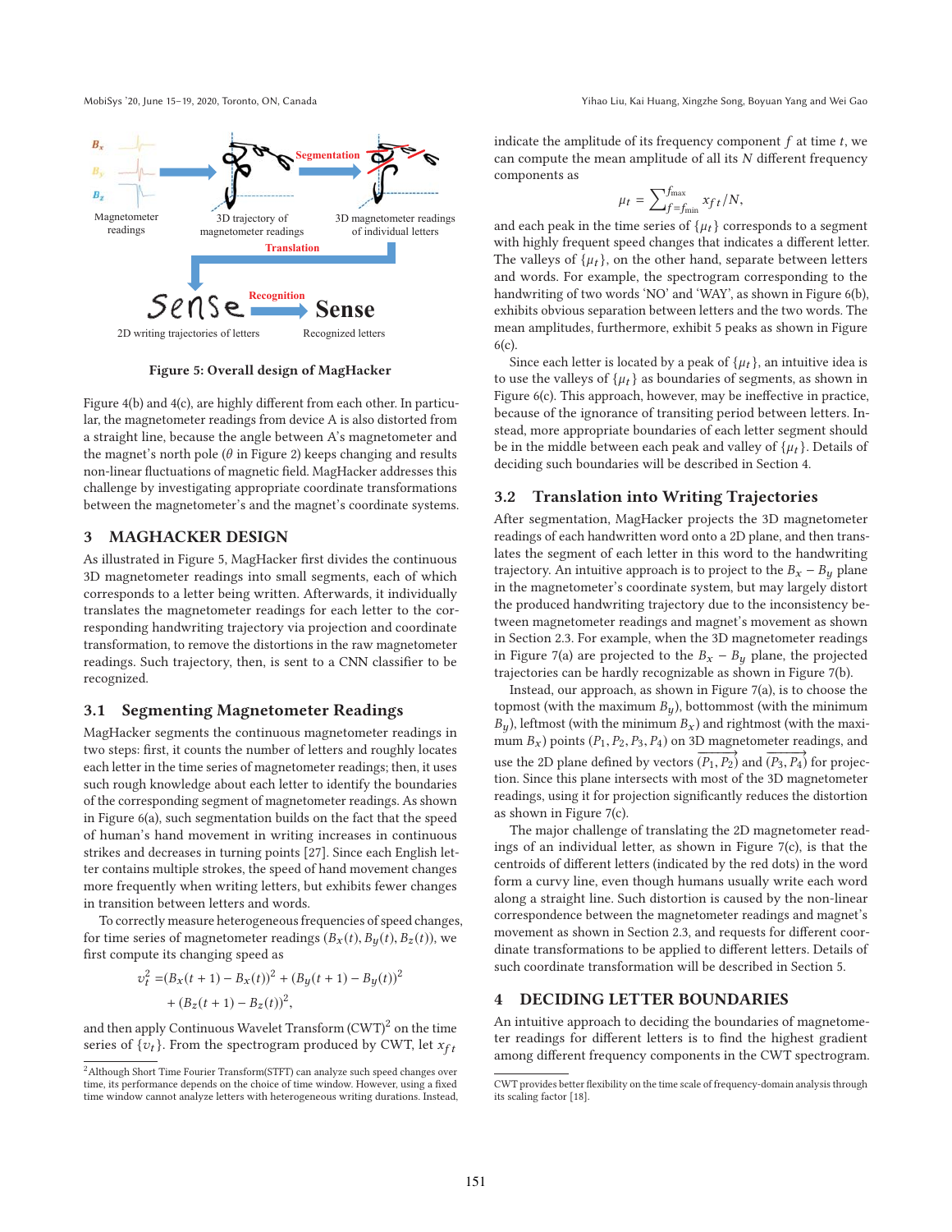Figure 5: Overall design of MagHacker

Figure 4(b) and 4(c), are highly different from each other. In particular, the magnetometer readings from device A is also distorted from a straight line, because the angle between A's magnetometer and the magnet's north pole ($\theta$ in Figure 2) keeps changing and results non-linear fluctuations of magnetic field. MagHacker addresses this challenge by investigating appropriate coordinate transformations between the magnetometer's and the magnet's coordinate systems.

## 3 MAGHACKER DESIGN

As illustrated in Figure 5, MagHacker first divides the continuous 3D magnetometer readings into small segments, each of which corresponds to a letter being written. Afterwards, it individually translates the magnetometer readings for each letter to the corresponding handwriting trajectory via projection and coordinate transformation, to remove the distortions in the raw magnetometer readings. Such trajectory, then, is sent to a CNN classifier to be recognized.

### 3.1 Segmenting Magnetometer Readings

MagHacker segments the continuous magnetometer readings in two steps: first, it counts the number of letters and roughly locates each letter in the time series of magnetometer readings; then, it uses such rough knowledge about each letter to identify the boundaries of the corresponding segment of magnetometer readings. As shown in Figure 6(a), such segmentation builds on the fact that the speed of human's hand movement in writing increases in continuous strikes and decreases in turning points [27]. Since each English letter contains multiple strokes, the speed of hand movement changes more frequently when writing letters, but exhibits fewer changes in transition between letters and words.

To correctly measure heterogeneous frequencies of speed changes, for time series of magnetometer readings $(B_x(t), B_y(t), B_z(t))$, we first compute its changing speed as

$$v_t^2 = (B_x(t+1) - B_x(t))^2 + (B_y(t+1) - B_y(t))^2 + (B_z(t+1) - B_z(t))^2,$$

and then apply Continuous Wavelet Transform (CWT)[2] on the time series of $\{v_t\}$. From the spectrogram produced by CWT, let $x_{ft}$ indicate the amplitude of its frequency component $f$ at time $t$, we can compute the mean amplitude of all its $N$ different frequency components as

$$\mu_t = \sum_{f=f_{\min}}^{f_{\max}} x_{ft}/N,$$

and each peak in the time series of $\{\mu_t\}$ corresponds to a segment with highly frequent speed changes that indicates a different letter. The valleys of $\{\mu_t\}$, on the other hand, separate between letters and words. For example, the spectrogram corresponding to the handwriting of two words 'NO' and 'WAY', as shown in Figure 6(b), exhibits obvious separation between letters and the two words. The mean amplitudes, furthermore, exhibit 5 peaks as shown in Figure 6(c).

Since each letter is located by a peak of $\{\mu_t\}$, an intuitive idea is to use the valleys of $\{\mu_t\}$ as boundaries of segments, as shown in Figure 6(c). This approach, however, may be ineffective in practice, because of the ignorance of transiting period between letters. Instead, more appropriate boundaries of each letter segment should be in the middle between each peak and valley of $\{\mu_t\}$. Details of deciding such boundaries will be described in Section 4.

### 3.2 Translation into Writing Trajectories

After segmentation, MagHacker projects the 3D magnetometer readings of each handwritten word onto a 2D plane, and translates the segment of each letter in this word to the handwriting trajectory. An intuitive approach is to project to the $B_x - B_y$ plane in the magnetometer's coordinate system, but may largely distort the produced handwriting trajectory due to the inconsistency between magnetometer readings and magnet's movement as shown in Section 2.3. For example, when the 3D magnetometer readings in Figure 7(a) are projected to the $B_x - B_y$ plane, the projected trajectories can be hardly recognizable as shown in Figure 7(b).

Instead, our approach, as shown in Figure 7(a), is to choose the topmost (with the maximum $B_y$), bottommost (with the minimum $B_y$), leftmost (with the minimum $B_x$) and rightmost (with the maximum $B_x$) points $(P_1, P_2, P_3, P_4)$ on 3D magnetometer readings, and use the 2D plane defined by vectors $\overrightarrow{(P_1, P_2)}$ and $\overrightarrow{(P_3, P_4)}$ for projection. Since this plane intersects with most of the 3D magnetometer readings, using it for projection significantly reduces the distortion as shown in Figure 7(c).

The major challenge of translating the 2D magnetometer readings of an individual letter, as shown in Figure 7(c), is that the centroids of different letters (indicated by the red dots) in the word form a curvy line, even though humans usually write each word along a straight line. Such distortion is caused by the non-linear correspondence between the magnetometer readings and magnet's movement as shown in Section 2.3, and requests for different coordinate transformations to be applied to different letters. Details of such coordinate transformation will be described in Section 5.

## 4 DECIDING LETTER BOUNDARIES

An intuitive approach to deciding the boundaries of magnetometer readings for different letters is to find the highest gradient among different frequency components in the CWT spectrogram.

[2] Although Short Time Fourier Transform(STFT) can analyze such speed changes over time, its performance depends on the choice of time window. However, using a fixed time window cannot analyze letters with heterogeneous writing durations. Instead, CWT provides better flexibility on the time scale of frequency-domain analysis through its scaling factor [18].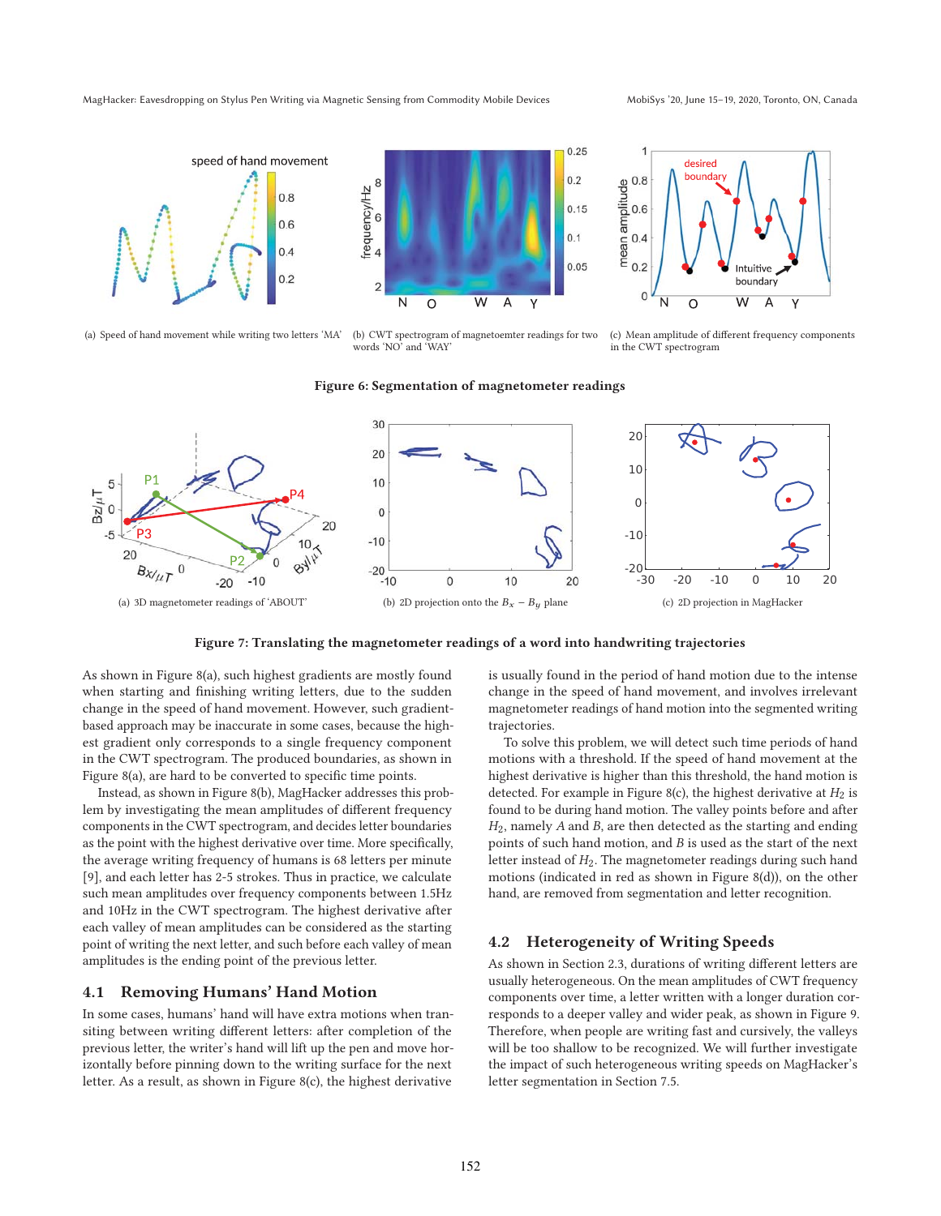(a) Speed of hand movement while writing two letters 'MA'

(b) CWT spectrogram of magnetoemter readings for two words 'NO' and 'WAY'

(c) Mean amplitude of different frequency components in the CWT spectrogram

**Figure 6: Segmentation of magnetometer readings**

(a) 3D magnetometer readings of 'ABOUT'

(b) 2D projection onto the $B_x - B_y$ plane

(c) 2D projection in MagHacker

**Figure 7: Translating the magnetometer readings of a word into handwriting trajectories**

As shown in Figure 8(a), such highest gradients are mostly found when starting and finishing writing letters, due to the sudden change in the speed of hand movement. However, such gradient-based approach may be inaccurate in some cases, because the highest gradient only corresponds to a single frequency component in the CWT spectrogram. The produced boundaries, as shown in Figure 8(a), are hard to be converted to specific time points.

Instead, as shown in Figure 8(b), MagHacker addresses this problem by investigating the mean amplitudes of different frequency components in the CWT spectrogram, and decides letter boundaries as the point with the highest derivative over time. More specifically, the average writing frequency of humans is 68 letters per minute [9], and each letter has 2-5 strokes. Thus in practice, we calculate such mean amplitudes over frequency components between 1.5Hz and 10Hz in the CWT spectrogram. The highest derivative after each valley of mean amplitudes can be considered as the starting point of writing the next letter, and such before each valley of mean amplitudes is the ending point of the previous letter.

## 4.1 Removing Humans' Hand Motion

In some cases, humans' hand will have extra motions when transiting between writing different letters: after completion of the previous letter, the writer's hand will lift up the pen and move horizontally before pinning down to the writing surface for the next letter. As a result, as shown in Figure 8(c), the highest derivative is usually found in the period of hand motion due to the intense change in the speed of hand movement, and involves irrelevant magnetometer readings of hand motion into the segmented writing trajectories.

To solve this problem, we will detect such time periods of hand motions with a threshold. If the speed of hand movement at the highest derivative is higher than this threshold, the hand motion is detected. For example in Figure 8(c), the highest derivative at $H_2$ is found to be during hand motion. The valley points before and after $H_2$, namely $A$ and $B$, are then detected as the starting and ending points of such hand motion, and $B$ is used as the start of the next letter instead of $H_2$. The magnetometer readings during such hand motions (indicated in red as shown in Figure 8(d)), on the other hand, are removed from segmentation and letter recognition.

## 4.2 Heterogeneity of Writing Speeds

As shown in Section 2.3, durations of writing different letters are usually heterogeneous. On the mean amplitudes of CWT frequency components over time, a letter written with a longer duration corresponds to a deeper valley and wider peak, as shown in Figure 9. Therefore, when people are writing fast and cursively, the valleys will be too shallow to be recognized. We will further investigate the impact of such heterogeneous writing speeds on MagHacker's letter segmentation in Section 7.5.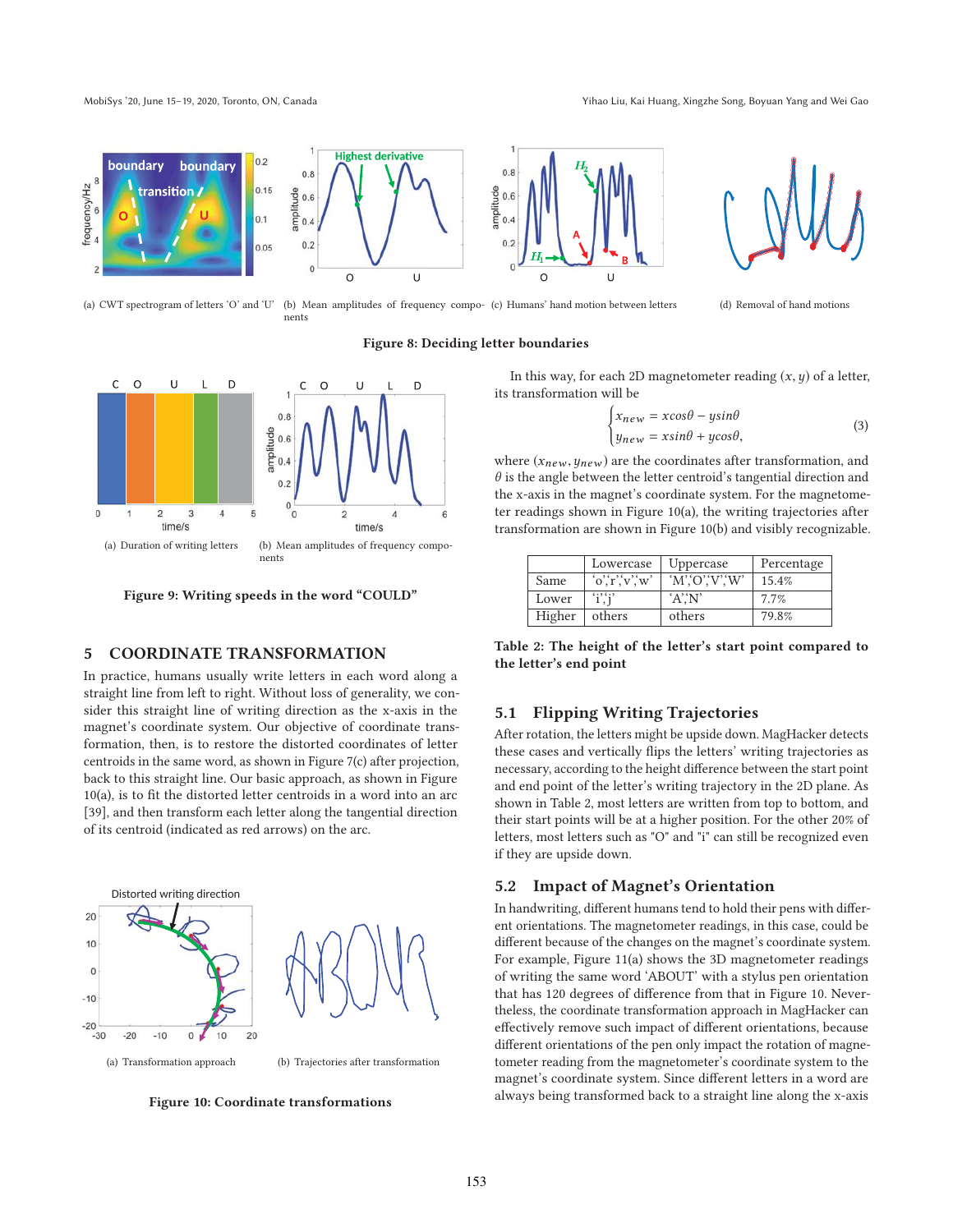(a) CWT spectrogram of letters 'O' and 'U'

(b) Mean amplitudes of frequency components

(c) Humans' hand motion between letters

(d) Removal of hand motions

**Figure 8: Deciding letter boundaries**

(a) Duration of writing letters

(b) Mean amplitudes of frequency components

**Figure 9: Writing speeds in the word "COULD"**

## 5 COORDINATE TRANSFORMATION

In practice, humans usually write letters in each word along a straight line from left to right. Without loss of generality, we consider this straight line of writing direction as the x-axis in the magnet's coordinate system. Our objective of coordinate transformation, then, is to restore the distorted coordinates of letter centroids in the same word, as shown in Figure 7(c) after projection, back to this straight line. Our basic approach, as shown in Figure 10(a), is to fit the distorted letter centroids in a word into an arc [39], and then transform each letter along the tangential direction of its centroid (indicated as red arrows) on the arc.

(a) Transformation approach

(b) Trajectories after transformation

**Figure 10: Coordinate transformations**

In this way, for each 2D magnetometer reading $(x, y)$ of a letter, its transformation will be

$$\begin{cases} x_{new} = x\cos\theta - y\sin\theta \\ y_{new} = x\sin\theta + y\cos\theta, \end{cases} \tag{3}$$

where $(x_{new}, y_{new})$ are the coordinates after transformation, and $\theta$ is the angle between the letter centroid's tangential direction and the x-axis in the magnet's coordinate system. For the magnetometer readings shown in Figure 10(a), the writing trajectories after transformation are shown in Figure 10(b) and visibly recognizable.

| | Lowercase | Uppercase | Percentage |
|---|---|---|---|
| Same | 'o','r','v','w' | 'M','O','V','W' | 15.4% |
| Lower | 'i','j' | 'A','N' | 7.7% |
| Higher | others | others | 79.8% |

**Table 2: The height of the letter's start point compared to the letter's end point**

### 5.1 Flipping Writing Trajectories

After rotation, the letters might be upside down. MagHacker detects these cases and vertically flips the letters' writing trajectories as necessary, according to the height difference between the start point and end point of the letter's writing trajectory in the 2D plane. As shown in Table 2, most letters are written from top to bottom, and their start points will be at a higher position. For the other 20% of letters, most letters such as "O" and "i" can still be recognized even if they are upside down.

### 5.2 Impact of Magnet's Orientation

In handwriting, different humans tend to hold their pens with different orientations. The magnetometer readings, in this case, could be different because of the changes on the magnet's coordinate system. For example, Figure 11(a) shows the 3D magnetometer readings of writing the same word 'ABOUT' with a stylus pen orientation that has 120 degrees of difference from that in Figure 10. Nevertheless, the coordinate transformation approach in MagHacker can effectively remove such impact of different orientations, because different orientations of the pen only impact the rotation of magnetometer reading from the magnetometer's coordinate system to the magnet's coordinate system. Since different letters in a word are always being transformed back to a straight line along the x-axis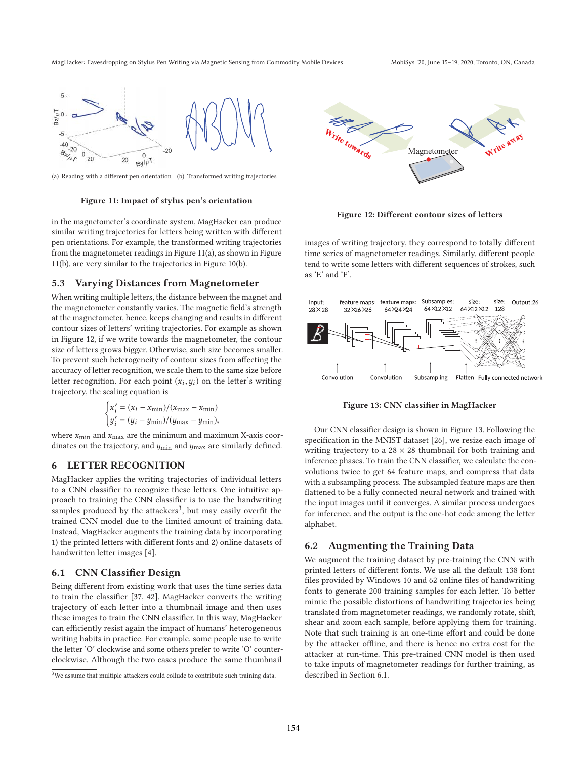(a) Reading with a different pen orientation (b) Transformed writing trajectories

**Figure 11: Impact of stylus pen's orientation**

in the magnetometer's coordinate system, MagHacker can produce similar writing trajectories for letters being written with different pen orientations. For example, the transformed writing trajectories from the magnetometer readings in Figure 11(a), as shown in Figure 11(b), are very similar to the trajectories in Figure 10(b).

## 5.3 Varying Distances from Magnetometer

When writing multiple letters, the distance between the magnet and the magnetometer constantly varies. The magnetic field's strength at the magnetometer, hence, keeps changing and results in different contour sizes of letters' writing trajectories. For example as shown in Figure 12, if we write towards the magnetometer, the contour size of letters grows bigger. Otherwise, such size becomes smaller. To prevent such heterogeneity of contour sizes from affecting the accuracy of letter recognition, we scale them to the same size before letter recognition. For each point $(x_i, y_i)$ on the letter's writing trajectory, the scaling equation is

$$\begin{cases} x_i' = (x_i - x_{\min})/(x_{\max} - x_{\min}) \\ y_i' = (y_i - y_{\min})/(y_{\max} - y_{\min}), \end{cases}$$

where $x_{\min}$ and $x_{\max}$ are the minimum and maximum X-axis coordinates on the trajectory, and $y_{\min}$ and $y_{\max}$ are similarly defined.

# 6 LETTER RECOGNITION

MagHacker applies the writing trajectories of individual letters to a CNN classifier to recognize these letters. One intuitive approach to training the CNN classifier is to use the handwriting samples produced by the attackers[3], but may easily overfit the trained CNN model due to the limited amount of training data. Instead, MagHacker augments the training data by incorporating 1) the printed letters with different fonts and 2) online datasets of handwritten letter images [4].

## 6.1 CNN Classifier Design

Being different from existing work that uses the time series data to train the classifier [37, 42], MagHacker converts the writing trajectory of each letter into a thumbnail image and then uses these images to train the CNN classifier. In this way, MagHacker can efficiently resist again the impact of humans' heterogeneous writing habits in practice. For example, some people use to write the letter 'O' clockwise and some others prefer to write 'O' counter-clockwise. Although the two cases produce the same thumbnail images of writing trajectory, they correspond to totally different time series of magnetometer readings. Similarly, different people tend to write some letters with different sequences of strokes, such as 'E' and 'F'.

[3] We assume that multiple attackers could collude to contribute such training data.

**Figure 12: Different contour sizes of letters**

**Figure 13: CNN classifier in MagHacker**

Our CNN classifier design is shown in Figure 13. Following the specification in the MNIST dataset [26], we resize each image of writing trajectory to a 28 × 28 thumbnail for both training and inference phases. To train the CNN classifier, we calculate the convolutions twice to get 64 feature maps, and compress that data with a subsampling process. The subsampled feature maps are then flattened to be a fully connected neural network and trained with the input images until it converges. A similar process undergoes for inference, and the output is the one-hot code among the letter alphabet.

## 6.2 Augmenting the Training Data

We augment the training dataset by pre-training the CNN with printed letters of different fonts. We use all the default 138 font files provided by Windows 10 and 62 online files of handwriting fonts to generate 200 training samples for each letter. To better mimic the possible distortions of handwriting trajectories being translated from magnetometer readings, we randomly rotate, shift, shear and zoom each sample, before applying them for training. Note that such training is an one-time effort and could be done by the attacker offline, and there is hence no extra cost for the attacker at run-time. This pre-trained CNN model is then used to take inputs of magnetometer readings for further training, as described in Section 6.1.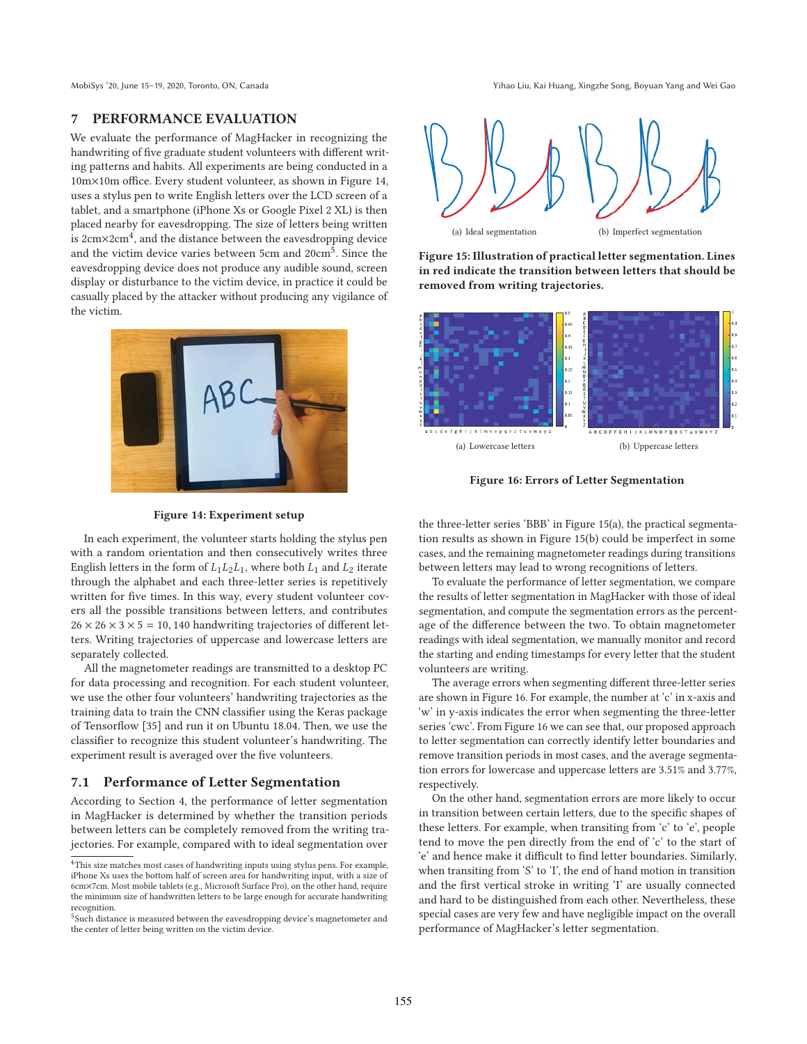## 7 PERFORMANCE EVALUATION

We evaluate the performance of MagHacker in recognizing the handwriting of five graduate student volunteers with different writing patterns and habits. All experiments are being conducted in a 10m×10m office. Every student volunteer, as shown in Figure 14, uses a stylus pen to write English letters over the LCD screen of a tablet, and a smartphone (iPhone Xs or Google Pixel 2 XL) is then placed nearby for eavesdropping. The size of letters being written is 2cm×2cm[4], and the distance between the eavesdropping device and the victim device varies between 5cm and 20cm[5]. Since the eavesdropping device does not produce any audible sound, screen display or disturbance to the victim device, in practice it could be casually placed by the attacker without producing any vigilance of the victim.

Figure 14: Experiment setup

In each experiment, the volunteer starts holding the stylus pen with a random orientation and then consecutively writes three English letters in the form of $L_1L_2L_1$, where both $L_1$ and $L_2$ iterate through the alphabet and each three-letter series is repetitively written for five times. In this way, every student volunteer covers all the possible transitions between letters, and contributes $26 \times 26 \times 3 \times 5 = 10,140$ handwriting trajectories of different letters. Writing trajectories of uppercase and lowercase letters are separately collected.

All the magnetometer readings are transmitted to a desktop PC for data processing and recognition. For each student volunteer, we use the other four volunteers' handwriting trajectories as the training data to train the CNN classifier using the Keras package of Tensorflow [35] and run it on Ubuntu 18.04. Then, we use the classifier to recognize this student volunteer's handwriting. The experiment result is averaged over the five volunteers.

### 7.1 Performance of Letter Segmentation

According to Section 4, the performance of letter segmentation in MagHacker is determined by whether the transition periods between letters can be completely removed from the writing trajectories. For example, compared with to ideal segmentation over the three-letter series 'BBB' in Figure 15(a), the practical segmentation results as shown in Figure 15(b) could be imperfect in some cases, and the remaining magnetometer readings during transitions between letters may lead to wrong recognitions of letters.

(a) Ideal segmentation (b) Imperfect segmentation

Figure 15: Illustration of practical letter segmentation. Lines in red indicate the transition between letters that should be removed from writing trajectories.

(a) Lowercase letters (b) Uppercase letters

Figure 16: Errors of Letter Segmentation

To evaluate the performance of letter segmentation, we compare the results of letter segmentation in MagHacker with those of ideal segmentation, and compute the segmentation errors as the percentage of the difference between the two. To obtain magnetometer readings with ideal segmentation, we manually monitor and record the starting and ending timestamps for every letter that the student volunteers are writing.

The average errors when segmenting different three-letter series are shown in Figure 16. For example, the number at 'c' in x-axis and 'w' in y-axis indicates the error when segmenting the three-letter series 'cwc'. From Figure 16 we can see that, our proposed approach to letter segmentation can correctly identify letter boundaries and remove transition periods in most cases, and the average segmentation errors for lowercase and uppercase letters are 3.51% and 3.77%, respectively.

On the other hand, segmentation errors are more likely to occur in transition between certain letters, due to the specific shapes of these letters. For example, when transiting from 'c' to 'e', people tend to move the pen directly from the end of 'c' to the start of 'e' and hence make it difficult to find letter boundaries. Similarly, when transiting from 'S' to 'I', the end of hand motion in transition and the first vertical stroke in writing 'I' are usually connected and hard to be distinguished from each other. Nevertheless, these special cases are very few and have negligible impact on the overall performance of MagHacker's letter segmentation.

[4] This size matches most cases of handwriting inputs using stylus pens. For example, iPhone Xs uses the bottom half of screen area for handwriting input, with a size of 6cm×7cm. Most mobile tablets (e.g., Microsoft Surface Pro), on the other hand, require the minimum size of handwritten letters to be large enough for accurate handwriting recognition.

[5] Such distance is measured between the eavesdropping device's magnetometer and the center of letter being written on the victim device.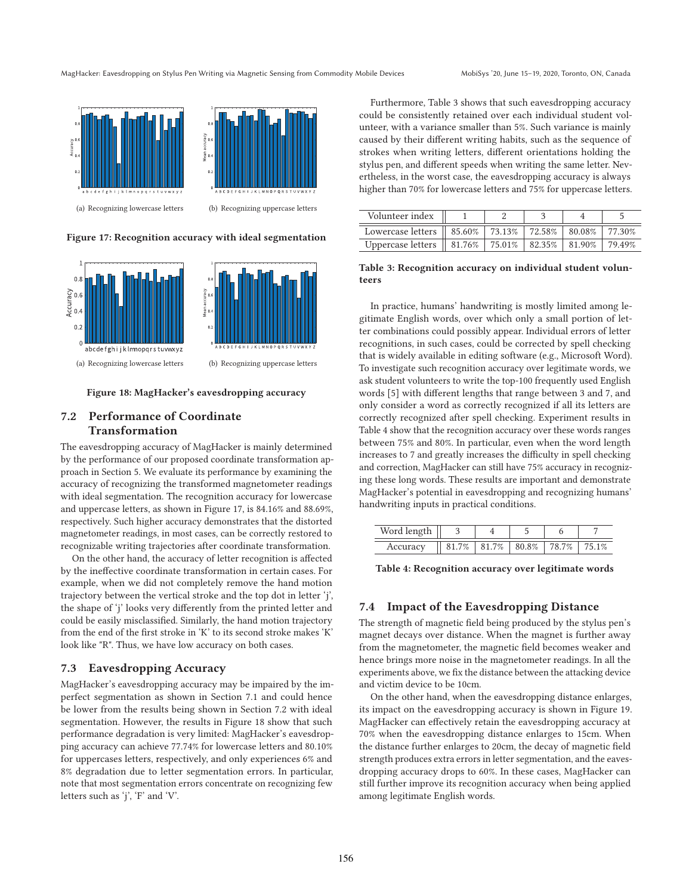(a) Recognizing lowercase letters

(b) Recognizing uppercase letters

**Figure 17: Recognition accuracy with ideal segmentation**

(a) Recognizing lowercase letters

(b) Recognizing uppercase letters

**Figure 18: MagHacker's eavesdropping accuracy**

## 7.2 Performance of Coordinate Transformation

The eavesdropping accuracy of MagHacker is mainly determined by the performance of our proposed coordinate transformation approach in Section 5. We evaluate its performance by examining the accuracy of recognizing the transformed magnetometer readings with ideal segmentation. The recognition accuracy for lowercase and uppercase letters, as shown in Figure 17, is 84.16% and 88.69%, respectively. Such higher accuracy demonstrates that the distorted magnetometer readings, in most cases, can be correctly restored to recognizable writing trajectories after coordinate transformation.

On the other hand, the accuracy of letter recognition is affected by the ineffective coordinate transformation in certain cases. For example, when we did not completely remove the hand motion trajectory between the vertical stroke and the top dot in letter 'j', the shape of 'j' looks very differently from the printed letter and could be easily misclassified. Similarly, the hand motion trajectory from the end of the first stroke in 'K' to its second stroke makes 'K' look like "R". Thus, we have low accuracy on both cases.

## 7.3 Eavesdropping Accuracy

MagHacker's eavesdropping accuracy may be impaired by the imperfect segmentation as shown in Section 7.1 and could hence be lower from the results being shown in Section 7.2 with ideal segmentation. However, the results in Figure 18 show that such performance degradation is very limited: MagHacker's eavesdropping accuracy can achieve 77.74% for lowercase letters and 80.10% for uppercases letters, respectively, and only experiences 6% and 8% degradation due to letter segmentation errors. In particular, note that most segmentation errors concentrate on recognizing few letters such as 'j', 'F' and 'V'.

Furthermore, Table 3 shows that such eavesdropping accuracy could be consistently retained over each individual student volunteer, with a variance smaller than 5%. Such variance is mainly caused by their different writing habits, such as the sequence of strokes when writing letters, different orientations holding the stylus pen, and different speeds when writing the same letter. Nevertheless, in the worst case, the eavesdropping accuracy is always higher than 70% for lowercase letters and 75% for uppercase letters.

| Volunteer index | 1 | 2 | 3 | 4 | 5 |
|---|---|---|---|---|---|
| Lowercase letters | 85.60% | 73.13% | 72.58% | 80.08% | 77.30% |
| Uppercase letters | 81.76% | 75.01% | 82.35% | 81.90% | 79.49% |

**Table 3: Recognition accuracy on individual student volunteers**

In practice, humans' handwriting is mostly limited among legitimate English words, over which only a small portion of letter combinations could possibly appear. Individual errors of letter recognitions, in such cases, could be corrected by spell checking that is widely available in editing software (e.g., Microsoft Word). To investigate such recognition accuracy over legitimate words, we ask student volunteers to write the top-100 frequently used English words [5] with different lengths that range between 3 and 7, and only consider a word as correctly recognized if all its letters are correctly recognized after spell checking. Experiment results in Table 4 show that the recognition accuracy over these words ranges between 75% and 80%. In particular, even when the word length increases to 7 and greatly increases the difficulty in spell checking and correction, MagHacker can still have 75% accuracy in recognizing these long words. These results are important and demonstrate MagHacker's potential in eavesdropping and recognizing humans' handwriting inputs in practical conditions.

| Word length | 3 | 4 | 5 | 6 | 7 |
|---|---|---|---|---|---|
| Accuracy | 81.7% | 81.7% | 80.8% | 78.7% | 75.1% |

**Table 4: Recognition accuracy over legitimate words**

## 7.4 Impact of the Eavesdropping Distance

The strength of magnetic field being produced by the stylus pen's magnet decays over distance. When the magnet is further away from the magnetometer, the magnetic field becomes weaker and hence brings more noise in the magnetometer readings. In all the experiments above, we fix the distance between the attacking device and victim device to be 10cm.

On the other hand, when the eavesdropping distance enlarges, its impact on the eavesdropping accuracy is shown in Figure 19. MagHacker can effectively retain the eavesdropping accuracy at 70% when the eavesdropping distance enlarges to 15cm. When the distance further enlarges to 20cm, the decay of magnetic field strength produces extra errors in letter segmentation, and the eavesdropping accuracy drops to 60%. In these cases, MagHacker can still further improve its recognition accuracy when being applied among legitimate English words.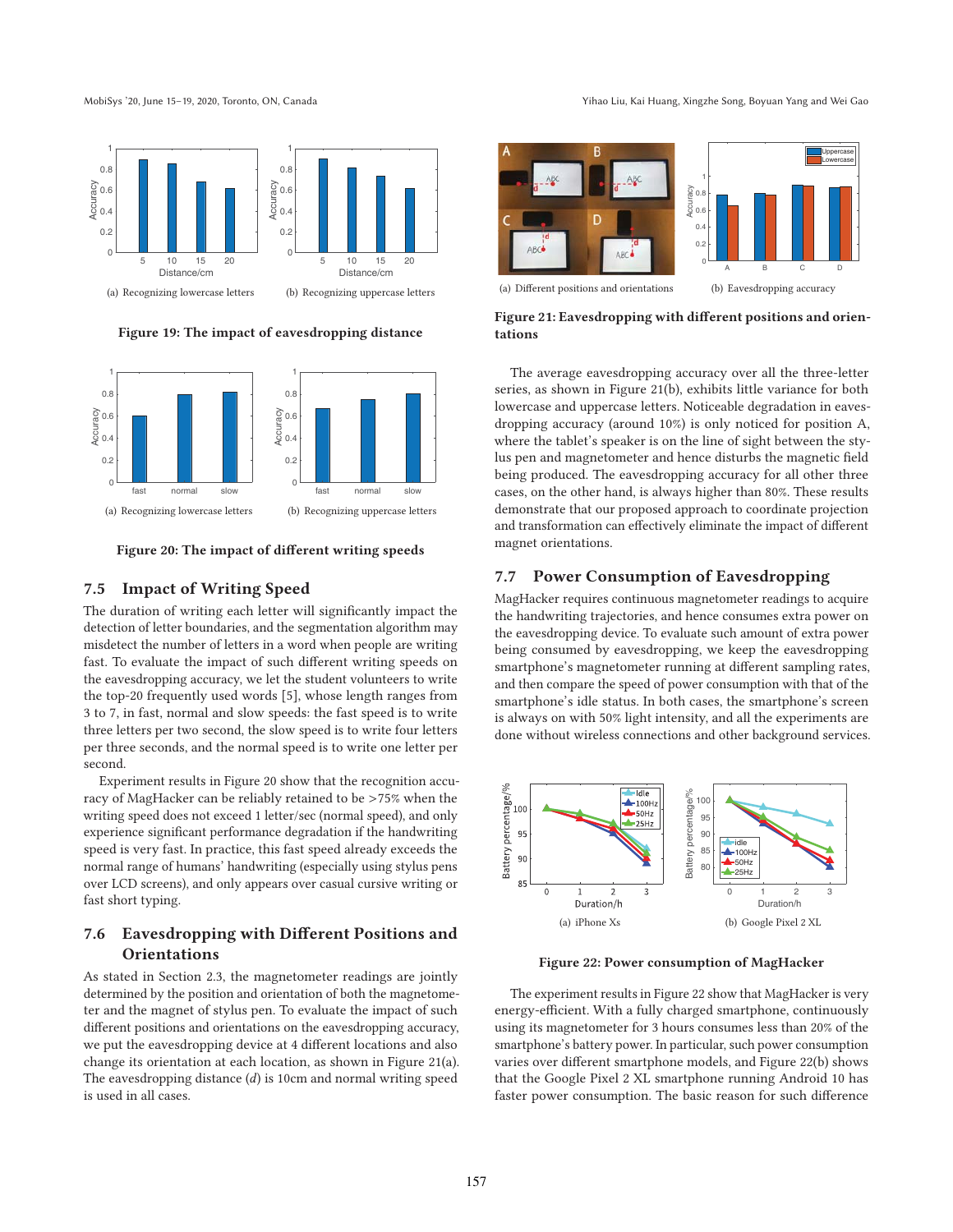(a) Recognizing lowercase letters

(b) Recognizing uppercase letters

**Figure 19: The impact of eavesdropping distance**

(a) Recognizing lowercase letters

(b) Recognizing uppercase letters

**Figure 20: The impact of different writing speeds**

## 7.5 Impact of Writing Speed

The duration of writing each letter will significantly impact the detection of letter boundaries, and the segmentation algorithm may misdetect the number of letters in a word when people are writing fast. To evaluate the impact of such different writing speeds on the eavesdropping accuracy, we let the student volunteers to write the top-20 frequently used words [5], whose length ranges from 3 to 7, in fast, normal and slow speeds: the fast speed is to write three letters per two second, the slow speed is to write four letters per three seconds, and the normal speed is to write one letter per second.

Experiment results in Figure 20 show that the recognition accuracy of MagHacker can be reliably retained to be >75% when the writing speed does not exceed 1 letter/sec (normal speed), and only experience significant performance degradation if the handwriting speed is very fast. In practice, this fast speed already exceeds the normal range of humans' handwriting (especially using stylus pens over LCD screens), and only appears over casual cursive writing or fast short typing.

## 7.6 Eavesdropping with Different Positions and Orientations

As stated in Section 2.3, the magnetometer readings are jointly determined by the position and orientation of both the magnetometer and the magnet of stylus pen. To evaluate the impact of such different positions and orientations on the eavesdropping accuracy, we put the eavesdropping device at 4 different locations and also change its orientation at each location, as shown in Figure 21(a). The eavesdropping distance ($d$) is 10cm and normal writing speed is used in all cases.

(a) Different positions and orientations

(b) Eavesdropping accuracy

**Figure 21: Eavesdropping with different positions and orientations**

The average eavesdropping accuracy over all the three-letter series, as shown in Figure 21(b), exhibits little variance for both lowercase and uppercase letters. Noticeable degradation in eavesdropping accuracy (around 10%) is only noticed for position A, where the tablet's speaker is on the line of sight between the stylus pen and magnetometer and hence disturbs the magnetic field being produced. The eavesdropping accuracy for all other three cases, on the other hand, is always higher than 80%. These results demonstrate that our proposed approach to coordinate projection and transformation can effectively eliminate the impact of different magnet orientations.

## 7.7 Power Consumption of Eavesdropping

MagHacker requires continuous magnetometer readings to acquire the handwriting trajectories, and hence consumes extra power on the eavesdropping device. To evaluate such amount of extra power being consumed by eavesdropping, we keep the eavesdropping smartphone's magnetometer running at different sampling rates, and then compare the speed of power consumption with that of the smartphone's idle status. In both cases, the smartphone's screen is always on with 50% light intensity, and all the experiments are done without wireless connections and other background services.

(a) iPhone Xs

(b) Google Pixel 2 XL

**Figure 22: Power consumption of MagHacker**

The experiment results in Figure 22 show that MagHacker is very energy-efficient. With a fully charged smartphone, continuously using its magnetometer for 3 hours consumes less than 20% of the smartphone's battery power. In particular, such power consumption varies over different smartphone models, and Figure 22(b) shows that the Google Pixel 2 XL smartphone running Android 10 has faster power consumption. The basic reason for such difference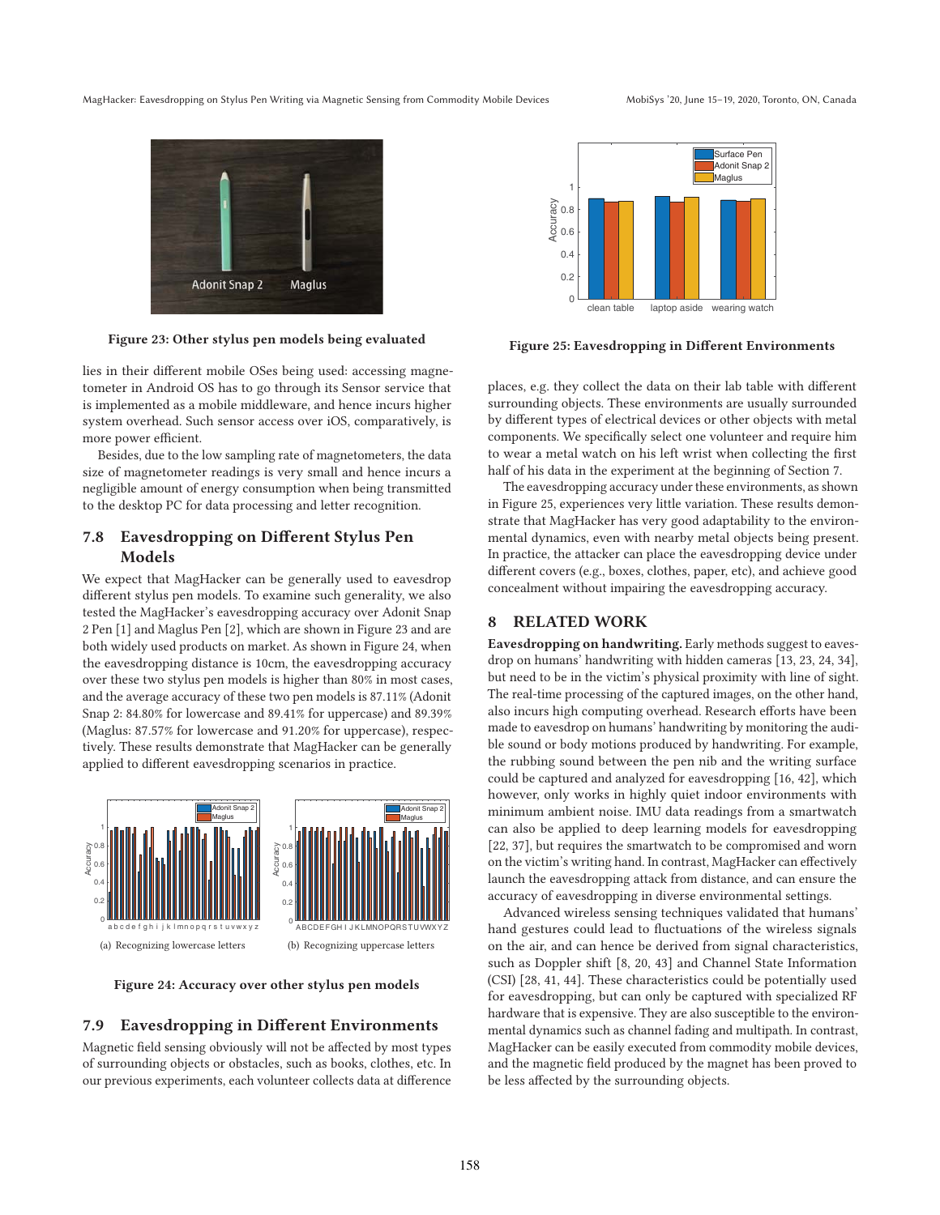Figure 23: Other stylus pen models being evaluated

lies in their different mobile OSes being used: accessing magnetometer in Android OS has to go through its Sensor service that is implemented as a mobile middleware, and hence incurs higher system overhead. Such sensor access over iOS, comparatively, is more power efficient.

Besides, due to the low sampling rate of magnetometers, the data size of magnetometer readings is very small and hence incurs a negligible amount of energy consumption when being transmitted to the desktop PC for data processing and letter recognition.

## 7.8 Eavesdropping on Different Stylus Pen Models

We expect that MagHacker can be generally used to eavesdrop different stylus pen models. To examine such generality, we also tested the MagHacker's eavesdropping accuracy over Adonit Snap 2 Pen [1] and Maglus Pen [2], which are shown in Figure 23 and are both widely used products on market. As shown in Figure 24, when the eavesdropping distance is 10cm, the eavesdropping accuracy over these two stylus pen models is higher than 80% in most cases, and the average accuracy of these two pen models is 87.11% (Adonit Snap 2: 84.80% for lowercase and 89.41% for uppercase) and 89.39% (Maglus: 87.57% for lowercase and 91.20% for uppercase), respectively. These results demonstrate that MagHacker can be generally applied to different eavesdropping scenarios in practice.

(a) Recognizing lowercase letters

(b) Recognizing uppercase letters

Figure 24: Accuracy over other stylus pen models

## 7.9 Eavesdropping in Different Environments

Magnetic field sensing obviously will not be affected by most types of surrounding objects or obstacles, such as books, clothes, etc. In our previous experiments, each volunteer collects data at difference places, e.g. they collect the data on their lab table with different surrounding objects. These environments are usually surrounded by different types of electrical devices or other objects with metal components. We specifically select one volunteer and require him to wear a metal watch on his left wrist when collecting the first half of his data in the experiment at the beginning of Section 7.

Figure 25: Eavesdropping in Different Environments

The eavesdropping accuracy under these environments, as shown in Figure 25, experiences very little variation. These results demonstrate that MagHacker has very good adaptability to the environmental dynamics, even with nearby metal objects being present. In practice, the attacker can place the eavesdropping device under different covers (e.g., boxes, clothes, paper, etc) and achieve good concealment without impairing the eavesdropping accuracy.

# 8 RELATED WORK

**Eavesdropping on handwriting.** Early methods suggest to eavesdrop on humans' handwriting with hidden cameras [13, 23, 24, 34], but need to be in the victim's physical proximity with line of sight. The real-time processing of the captured images, on the other hand, also incurs high computing overhead. Research efforts have been made to eavesdrop on humans' handwriting by monitoring the audible sound or body motions produced by handwriting. For example, the rubbing sound between the pen nib and the writing surface could be captured and analyzed for eavesdropping [16, 42], which however, only works in highly quiet indoor environments with minimum ambient noise. IMU data readings from a smartwatch can also be applied to deep learning models for eavesdropping [22, 37], but requires the smartwatch to be compromised and worn on the victim's writing hand. In contrast, MagHacker can effectively launch the eavesdropping attack from distance, and can ensure the accuracy of eavesdropping in diverse environmental settings.

Advanced wireless sensing techniques validated that humans' hand gestures could lead to fluctuations of the wireless signals on the air, and can hence be derived from signal characteristics, such as Doppler shift [8, 20, 43] and Channel State Information (CSI) [28, 41, 44]. These characteristics could be potentially used for eavesdropping, but can only be captured with specialized RF hardware that is expensive. They are also susceptible to the environmental dynamics such as channel fading and multipath. In contrast, MagHacker can be easily executed from commodity mobile devices, and the magnetic field produced by the magnet has been proved to be less affected by the surrounding objects.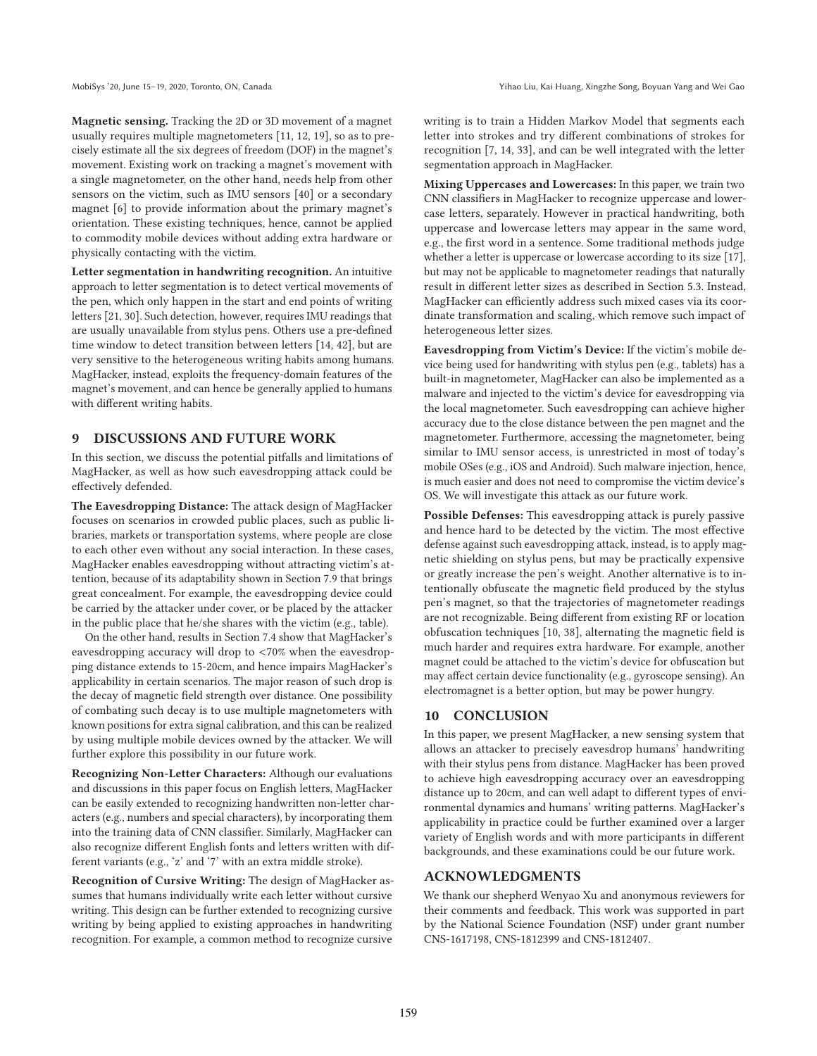**Magnetic sensing.** Tracking the 2D or 3D movement of a magnet usually requires multiple magnetometers [11, 12, 19], so as to precisely estimate all the six degrees of freedom (DOF) in the magnet's movement. Existing work on tracking a magnet's movement with a single magnetometer, on the other hand, needs help from other sensors on the victim, such as IMU sensors [40] or a secondary magnet [6] to provide information about the primary magnet's orientation. These existing techniques, hence, cannot be applied to commodity mobile devices without adding extra hardware or physically contacting with the victim.

**Letter segmentation in handwriting recognition.** An intuitive approach to letter segmentation is to detect vertical movements of the pen, which only happen in the start and end points of writing letters [21, 30]. Such detection, however, requires IMU readings that are usually unavailable from stylus pens. Others use a pre-defined time window to detect transition between letters [14, 42], but are very sensitive to the heterogeneous writing habits among humans. MagHacker, instead, exploits the frequency-domain features of the magnet's movement, and can hence be generally applied to humans with different writing habits.

## 9 DISCUSSIONS AND FUTURE WORK

In this section, we discuss the potential pitfalls and limitations of MagHacker, as well as how such eavesdropping attack could be effectively defended.

**The Eavesdropping Distance:** The attack design of MagHacker focuses on scenarios in crowded public places, such as public libraries, markets or transportation systems, where people are close to each other even without any social interaction. In these cases, MagHacker enables eavesdropping without attracting victim's attention, because of its adaptability shown in Section 7.9 that brings great concealment. For example, the eavesdropping device could be carried by the attacker under cover, or be placed by the attacker in the public place that he/she shares with the victim (e.g., table).

On the other hand, results in Section 7.4 show that MagHacker's eavesdropping accuracy will drop to <70% when the eavesdropping distance extends to 15-20cm, and hence impairs MagHacker's applicability in certain scenarios. The major reason of such drop is the decay of magnetic field strength over distance. One possibility of combating such decay is to use multiple magnetometers with known positions for extra signal calibration, and this can be realized by using multiple mobile devices owned by the attacker. We will further explore this possibility in our future work.

**Recognizing Non-Letter Characters:** Although our evaluations and discussions in this paper focus on English letters, MagHacker can be easily extended to recognizing handwritten non-letter characters (e.g., numbers and special characters), by incorporating them into the training data of CNN classifier. Similarly, MagHacker can also recognize different English fonts and letters written with different variants (e.g., 'z' and '7' with an extra middle stroke).

**Recognition of Cursive Writing:** The design of MagHacker assumes that humans individually write each letter without cursive writing. This design can be further extended to recognizing cursive writing by being applied to existing approaches in handwriting recognition. For example, a common method to recognize cursive writing is to train a Hidden Markov Model that segments each letter into strokes and try different combinations of strokes for recognition [7, 14, 33], and can be well integrated with the letter segmentation approach in MagHacker.

**Mixing Uppercases and Lowercases:** In this paper, we train two CNN classifiers in MagHacker to recognize uppercase and lowercase letters, separately. However in practical handwriting, both uppercase and lowercase letters may appear in the same word, e.g., the first word in a sentence. Some traditional methods judge whether a letter is uppercase or lowercase according to its size [17], but may not be applicable to magnetometer readings that naturally result in different letter sizes as described in Section 5.3. Instead, MagHacker can efficiently address such mixed cases via its coordinate transformation and scaling, which remove such impact of heterogeneous letter sizes.

**Eavesdropping from Victim's Device:** If the victim's mobile device being used for handwriting with stylus pen (e.g., tablets) has a built-in magnetometer, MagHacker can also be implemented as a malware and injected to the victim's device for eavesdropping via the local magnetometer. Such eavesdropping can achieve higher accuracy due to the close distance between the pen magnet and the magnetometer. Furthermore, accessing the magnetometer, being similar to IMU sensor access, is unrestricted in most of today's mobile OSes (e.g., iOS and Android). Such malware injection, hence, is much easier and does not need to compromise the victim device's OS. We will investigate this attack as our future work.

**Possible Defenses:** This eavesdropping attack is purely passive and hence hard to be detected by the victim. The most effective defense against such eavesdropping attack, instead, is to apply magnetic shielding on stylus pens, but may be practically expensive or greatly increase the pen's weight. Another alternative is to intentionally obfuscate the magnetic field produced by the stylus pen's magnet, so that the trajectories of magnetometer readings are not recognizable. Being different from existing RF or location obfuscation techniques [10, 38], alternating the magnetic field is much harder and requires extra hardware. For example, another magnet could be attached to the victim's device for obfuscation but may affect certain device functionality (e.g., gyroscope sensing). An electromagnet is a better option, but may be power hungry.

## 10 CONCLUSION

In this paper, we present MagHacker, a new sensing system that allows an attacker to precisely eavesdrop humans' handwriting with their stylus pens from distance. MagHacker has been proved to achieve high eavesdropping accuracy over an eavesdropping distance up to 20cm, and can well adapt to different types of environmental dynamics and humans' writing patterns. MagHacker's applicability in practice could be further examined over a larger variety of English words and with more participants in different backgrounds, and these examinations could be our future work.

## ACKNOWLEDGMENTS

We thank our shepherd Wenyao Xu and anonymous reviewers for their comments and feedback. This work was supported in part by the National Science Foundation (NSF) under grant number CNS-1617198, CNS-1812399 and CNS-1812407.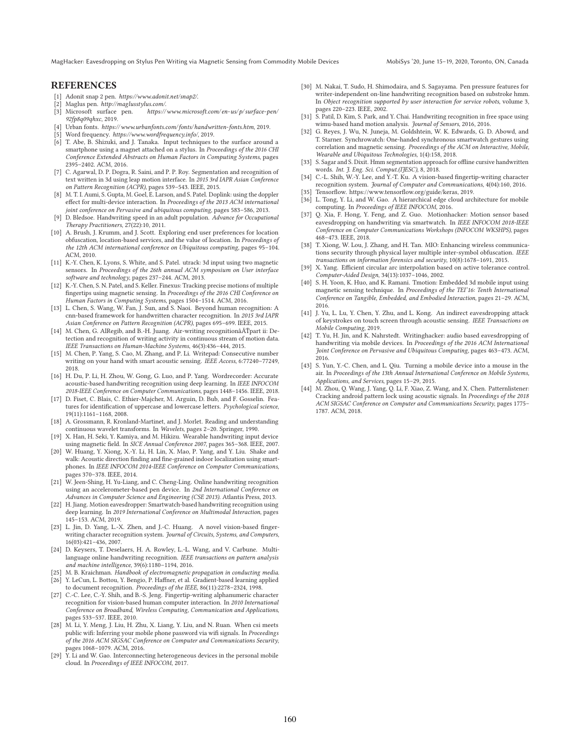## REFERENCES

[1] Adonit snap 2 pen. *https://www.adonit.net/snap2/.*

[2] Maglus pen. *http://maglusstylus.com/.*

[3] Microsoft surface pen. *https://www.microsoft.com/en-us/p/surface-pen/92fp8q09qhxc*, 2019.

[4] Urban fonts. *https://www.urbanfonts.com/fonts/handwritten-fonts.htm*, 2019.

[5] Word frequency. *https://www.wordfrequency.info/*, 2019.

[6] T. Abe, B. Shizuki, and J. Tanaka. Input techniques to the surface around a smartphone using a magnet attached on a stylus. In *Proceedings of the 2016 CHI Conference Extended Abstracts on Human Factors in Computing Systems*, pages 2395–2402. ACM, 2016.

[7] C. Agarwal, D. P. Dogra, R. Saini, and P. P. Roy. Segmentation and recognition of text written in 3d using leap motion interface. In *2015 3rd IAPR Asian Conference on Pattern Recognition (ACPR)*, pages 539–543. IEEE, 2015.

[8] M. T. I. Aumi, S. Gupta, M. Goel, E. Larson, and S. Patel. Doplink: using the doppler effect for multi-device interaction. In *Proceedings of the 2013 ACM international joint conference on Pervasive and ubiquitous computing*, pages 583–586, 2013.

[9] D. Bledsoe. Handwriting speed in an adult population. *Advance for Occupational Therapy Practitioners*, 27(22):10, 2011.

[10] A. Brush, J. Krumm, and J. Scott. Exploring end user preferences for location obfuscation, location-based services, and the value of location. In *Proceedings of the 12th ACM international conference on Ubiquitous computing*, pages 95–104. ACM, 2010.

[11] K.-Y. Chen, K. Lyons, S. White, and S. Patel. utrack: 3d input using two magnetic sensors. In *Proceedings of the 26th annual ACM symposium on User interface software and technology*, pages 237–244. ACM, 2013.

[12] K.-Y. Chen, S. N. Patel, and S. Keller. Finexus: Tracking precise motions of multiple fingertips using magnetic sensing. In *Proceedings of the 2016 CHI Conference on Human Factors in Computing Systems*, pages 1504–1514. ACM, 2016.

[13] L. Chen, S. Wang, W. Fan, J. Sun, and S. Naoi. Beyond human recognition: A cnn-based framework for handwritten character recognition. In *2015 3rd IAPR Asian Conference on Pattern Recognition (ACPR)*, pages 695–699. IEEE, 2015.

[14] M. Chen, G. AlRegib, and B.-H. Juang. Air-writing recognitionâĂŤpart ii: Detection and recognition of writing activity in continuous stream of motion data. *IEEE Transactions on Human-Machine Systems*, 46(3):436–444, 2015.

[15] M. Chen, P. Yang, S. Cao, M. Zhang, and P. Li. Writepad: Consecutive number writing on your hand with smart acoustic sensing. *IEEE Access*, 6:77240–77249, 2018.

[16] H. Du, P. Li, H. Zhou, W. Gong, G. Luo, and P. Yang. Wordrecorder: Accurate acoustic-based handwriting recognition using deep learning. In *IEEE INFOCOM 2018-IEEE Conference on Computer Communications*, pages 1448–1456. IEEE, 2018.

[17] D. Fiset, C. Blais, C. Ethier-Majcher, M. Arguin, D. Bub, and F. Gosselin. Features for identification of uppercase and lowercase letters. *Psychological science*, 19(11):1161–1168, 2008.

[18] A. Grossmann, R. Kronland-Martinet, and J. Morlet. Reading and understanding continuous wavelet transforms. In *Wavelets*, pages 2–20. Springer, 1990.

[19] X. Han, H. Seki, Y. Kamiya, and M. Hikizu. Wearable handwriting input device using magnetic field. In *SICE Annual Conference 2007*, pages 365–368. IEEE, 2007.

[20] W. Huang, Y. Xiong, X.-Y. Li, H. Lin, X. Mao, P. Yang, and Y. Liu. Shake and walk: Acoustic direction finding and fine-grained indoor localization using smartphones. In *IEEE INFOCOM 2014-IEEE Conference on Computer Communications*, pages 370–378. IEEE, 2014.

[21] W. Jeen-Shing, H. Yu-Liang, and C. Cheng-Ling. Online handwriting recognition using an accelerometer-based pen device. In *2nd International Conference on Advances in Computer Science and Engineering (CSE 2013)*. Atlantis Press, 2013.

[22] H. Jiang. Motion eavesdropper: Smartwatch-based handwriting recognition using deep learning. In *2019 International Conference on Multimodal Interaction*, pages 145–153. ACM, 2019.

[23] L. Jin, D. Yang, L.-X. Zhen, and J.-C. Huang. A novel vision-based finger-writing character recognition system. *Journal of Circuits, Systems, and Computers*, 16(03):421–436, 2007.

[24] D. Keysers, T. Deselaers, H. A. Rowley, L.-L. Wang, and V. Carbune. Multi-language online handwriting recognition. *IEEE transactions on pattern analysis and machine intelligence*, 39(6):1180–1194, 2016.

[25] M. B. Kraichman. *Handbook of electromagnetic propagation in conducting media.*

[26] Y. LeCun, L. Bottou, Y. Bengio, P. Haffner, et al. Gradient-based learning applied to document recognition. *Proceedings of the IEEE*, 86(11):2278–2324, 1998.

[27] C.-C. Lee, C.-Y. Shih, and B.-S. Jeng. Fingertip-writing alphanumeric character recognition for vision-based human computer interaction. In *2010 International Conference on Broadband, Wireless Computing, Communication and Applications*, pages 533–537. IEEE, 2010.

[28] M. Li, Y. Meng, J. Liu, H. Zhu, X. Liang, Y. Liu, and N. Ruan. When csi meets public wifi: Inferring your mobile phone password via wifi signals. In *Proceedings of the 2016 ACM SIGSAC Conference on Computer and Communications Security*, pages 1068–1079. ACM, 2016.

[29] Y. Li and W. Gao. Interconnecting heterogeneous devices in the personal mobile cloud. In *Proceedings of IEEE INFOCOM*, 2017.

[30] M. Nakai, T. Sudo, H. Shimodaira, and S. Sagayama. Pen pressure features for writer-independent on-line handwriting recognition based on substroke hmm. In *Object recognition supported by user interaction for service robots*, volume 3, pages 220–223. IEEE, 2002.

[31] S. Patil, D. Kim, S. Park, and Y. Chai. Handwriting recognition in free space using wimu-based hand motion analysis. *Journal of Sensors*, 2016, 2016.

[32] G. Reyes, J. Wu, N. Juneja, M. Goldshtein, W. K. Edwards, G. D. Abowd, and T. Starner. Synchrowatch: One-handed synchronous smartwatch gestures using correlation and magnetic sensing. *Proceedings of the ACM on Interactive, Mobile, Wearable and Ubiquitous Technologies*, 1(4):158, 2018.

[33] S. Sagar and S. Dixit. Hmm segmentation approach for offline cursive handwritten words. *Int. J. Eng. Sci. Comput.(IJESC)*, 8, 2018.

[34] C.-L. Shih, W.-Y. Lee, and Y.-T. Ku. A vision-based fingertip-writing character recognition system. *Journal of Computer and Communications*, 4(04):160, 2016.

[35] Tensorflow. https://www.tensorflow.org/guide/keras, 2019.

[36] L. Tong, Y. Li, and W. Gao. A hierarchical edge cloud architecture for mobile computing. In *Proceedings of IEEE INFOCOM*, 2016.

[37] Q. Xia, F. Hong, Y. Feng, and Z. Guo. Motionhacker: Motion sensor based eavesdropping on handwriting via smartwatch. In *IEEE INFOCOM 2018-IEEE Conference on Computer Communications Workshops (INFOCOM WKSHPS)*, pages 468–473. IEEE, 2018.

[38] T. Xiong, W. Lou, J. Zhang, and H. Tan. MIO: Enhancing wireless communications security through physical layer multiple inter-symbol obfuscation. *IEEE transactions on information forensics and security*, 10(8):1678–1691, 2015.

[39] X. Yang. Efficient circular arc interpolation based on active tolerance control. *Computer-Aided Design*, 34(13):1037–1046, 2002.

[40] S. H. Yoon, K. Huo, and K. Ramani. Tmotion: Embedded 3d mobile input using magnetic sensing technique. In *Proceedings of the TEI'16: Tenth International Conference on Tangible, Embedded, and Embodied Interaction*, pages 21–29. ACM, 2016.

[41] J. Yu, L. Lu, Y. Chen, Y. Zhu, and L. Kong. An indirect eavesdropping attack of keystrokes on touch screen through acoustic sensing. *IEEE Transactions on Mobile Computing*, 2019.

[42] T. Yu, H. Jin, and K. Nahrstedt. Writinghacker: audio based eavesdropping of handwriting via mobile devices. In *Proceedings of the 2016 ACM International Joint Conference on Pervasive and Ubiquitous Computing*, pages 463–473. ACM, 2016.

[43] S. Yun, Y.-C. Chen, and L. Qiu. Turning a mobile device into a mouse in the air. In *Proceedings of the 13th Annual International Conference on Mobile Systems, Applications, and Services*, pages 15–29, 2015.

[44] M. Zhou, Q. Wang, J. Yang, Q. Li, F. Xiao, Z. Wang, and X. Chen. Patternlistener: Cracking android pattern lock using acoustic signals. In *Proceedings of the 2018 ACM SIGSAC Conference on Computer and Communications Security*, pages 1775–1787. ACM, 2018.